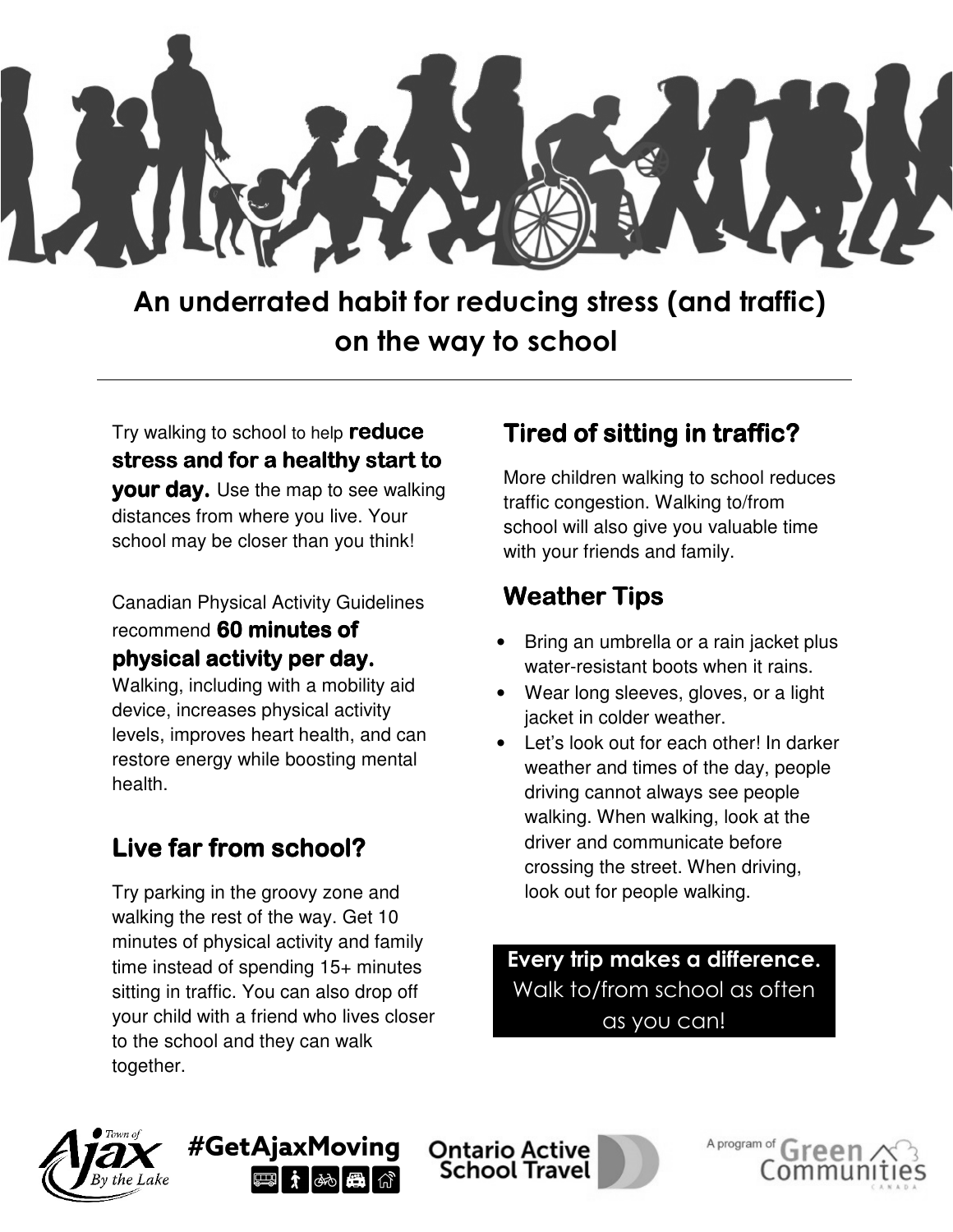# An underrated habit for reducing stress (and traffic) on the way to school

Try walking to school to help **reduce stress and for a healthy start to your day.** Use the map to see walking distances from where you live. Your school may be closer than you think!

Canadian Physical Activity Guidelines recommend **60 minutes of physical activity per day.** Walking, including with a mobility aid device, increases physical activity levels, improves heart health, and can restore energy while boosting mental health.

## Live far from school?

Try parking in the groovy zone and walking the rest of the way. Get 10 minutes of physical activity and family time instead of spending 15+ minutes sitting in traffic. You can also drop off your child with a friend who lives closer to the school and they can walk together.

## Tired of sitting in traffic?

More children walking to school reduces traffic congestion. Walking to/from school will also give you valuable time with your friends and family.

## Weather Tips

- Bring an umbrella or a rain jacket plus water-resistant boots when it rains.
- Wear long sleeves, gloves, or a light jacket in colder weather.
- Let's look out for each other! In darker weather and times of the day, people driving cannot always see people walking. When walking, look at the driver and communicate before crossing the street. When driving, look out for people walking.

**Every trip makes a difference.**
Walk to/from school as often as you can!

Town of Ajax By the Lake | #GetAjaxMoving | Ontario Active School Travel | A program of Green Communities Canada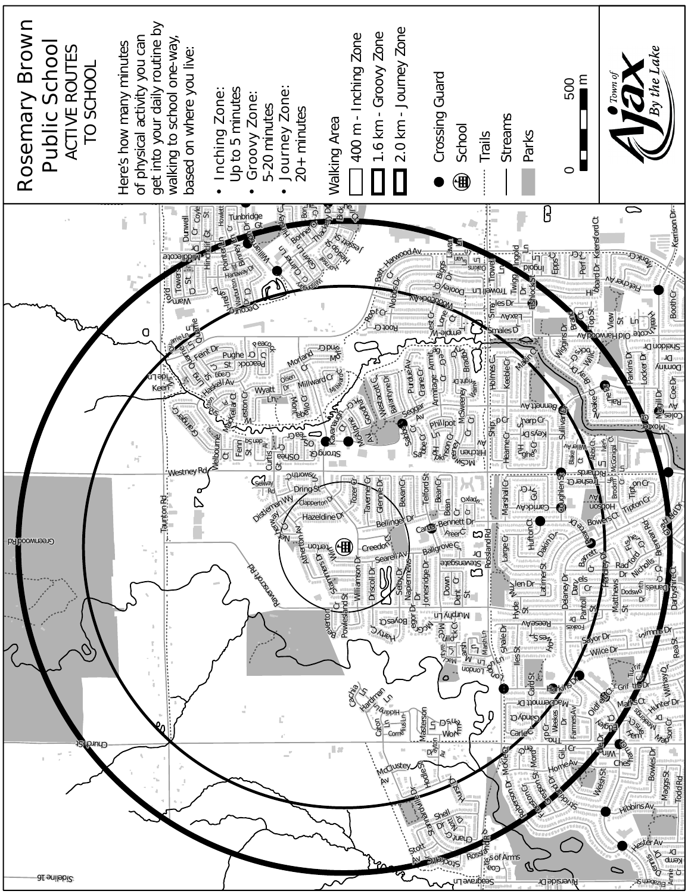# Rosemary Brown Public School

## ACTIVE ROUTES TO SCHOOL

Here's how many minutes of physical activity you can get into your daily routine by walking to school one-way, based on where you live:

- Inching Zone: Up to 5 minutes
- Groovy Zone: 5-20 minutes
- Journey Zone: 20+ minutes

Walking Area

- 400 m - Inching Zone
- 1.6 km - Groovy Zone
- 2.0 km - Journey Zone

- Crossing Guard
- School
- Trails
- Streams
- Parks

0 500 m

Town of Ajax By the Lake